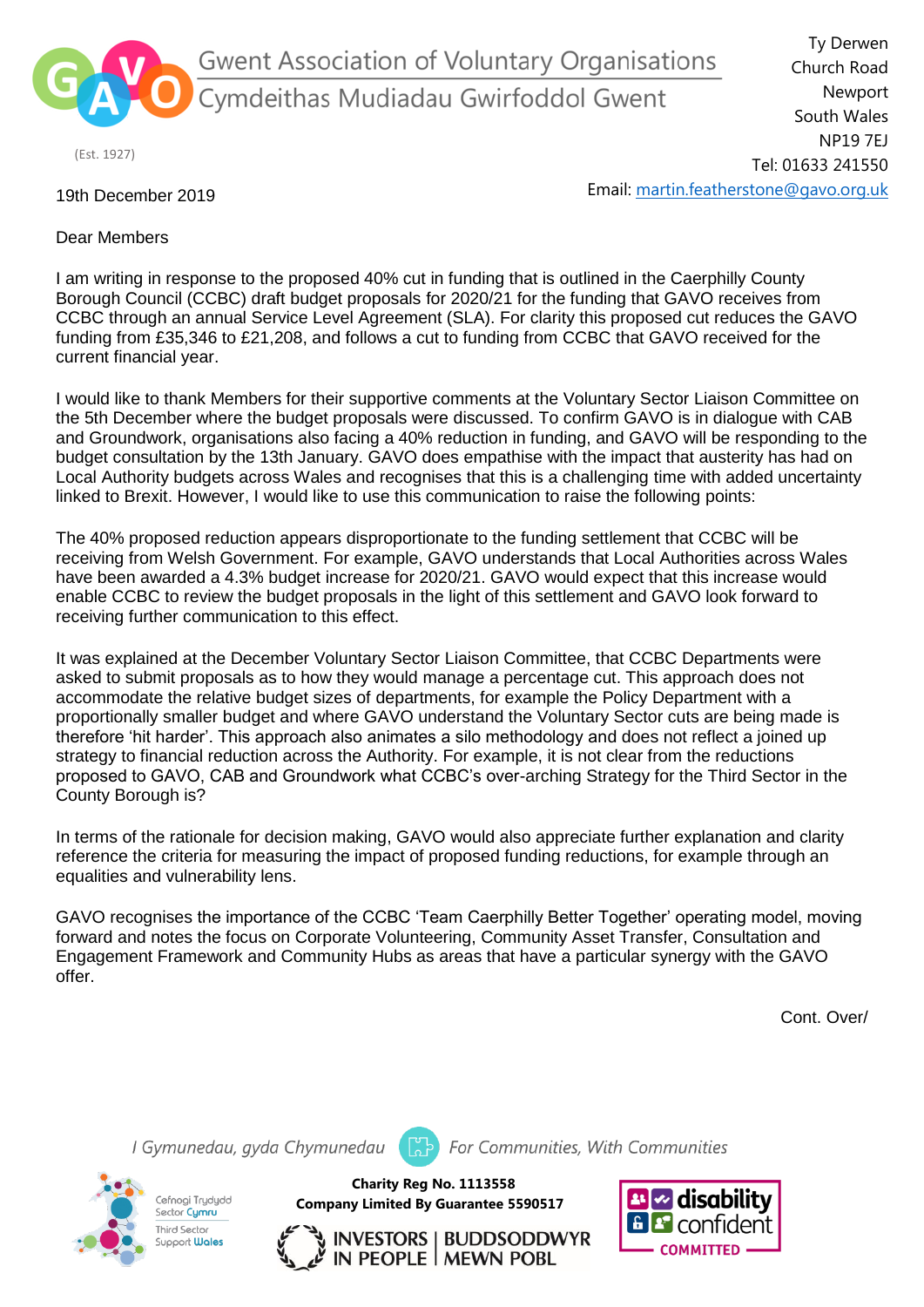Gwent Association of Voluntary Organisations
Cymdeithas Mudiadau Gwirfoddol Gwent

(Est. 1927)

Ty Derwen
Church Road
Newport
South Wales
NP19 7EJ
Tel: 01633 241550
Email: martin.featherstone@gavo.org.uk

19th December 2019

Dear Members

I am writing in response to the proposed 40% cut in funding that is outlined in the Caerphilly County Borough Council (CCBC) draft budget proposals for 2020/21 for the funding that GAVO receives from CCBC through an annual Service Level Agreement (SLA). For clarity this proposed cut reduces the GAVO funding from £35,346 to £21,208, and follows a cut to funding from CCBC that GAVO received for the current financial year.

I would like to thank Members for their supportive comments at the Voluntary Sector Liaison Committee on the 5th December where the budget proposals were discussed. To confirm GAVO is in dialogue with CAB and Groundwork, organisations also facing a 40% reduction in funding, and GAVO will be responding to the budget consultation by the 13th January. GAVO does empathise with the impact that austerity has had on Local Authority budgets across Wales and recognises that this is a challenging time with added uncertainty linked to Brexit. However, I would like to use this communication to raise the following points:

The 40% proposed reduction appears disproportionate to the funding settlement that CCBC will be receiving from Welsh Government. For example, GAVO understands that Local Authorities across Wales have been awarded a 4.3% budget increase for 2020/21. GAVO would expect that this increase would enable CCBC to review the budget proposals in the light of this settlement and GAVO look forward to receiving further communication to this effect.

It was explained at the December Voluntary Sector Liaison Committee, that CCBC Departments were asked to submit proposals as to how they would manage a percentage cut. This approach does not accommodate the relative budget sizes of departments, for example the Policy Department with a proportionally smaller budget and where GAVO understand the Voluntary Sector cuts are being made is therefore 'hit harder'. This approach also animates a silo methodology and does not reflect a joined up strategy to financial reduction across the Authority. For example, it is not clear from the reductions proposed to GAVO, CAB and Groundwork what CCBC's over-arching Strategy for the Third Sector in the County Borough is?

In terms of the rationale for decision making, GAVO would also appreciate further explanation and clarity reference the criteria for measuring the impact of proposed funding reductions, for example through an equalities and vulnerability lens.

GAVO recognises the importance of the CCBC 'Team Caerphilly Better Together' operating model, moving forward and notes the focus on Corporate Volunteering, Community Asset Transfer, Consultation and Engagement Framework and Community Hubs as areas that have a particular synergy with the GAVO offer.

Cont. Over/

*I Gymunedau, gyda Chymunedau* — *For Communities, With Communities*

Charity Reg No. 1113558
Company Limited By Guarantee 5590517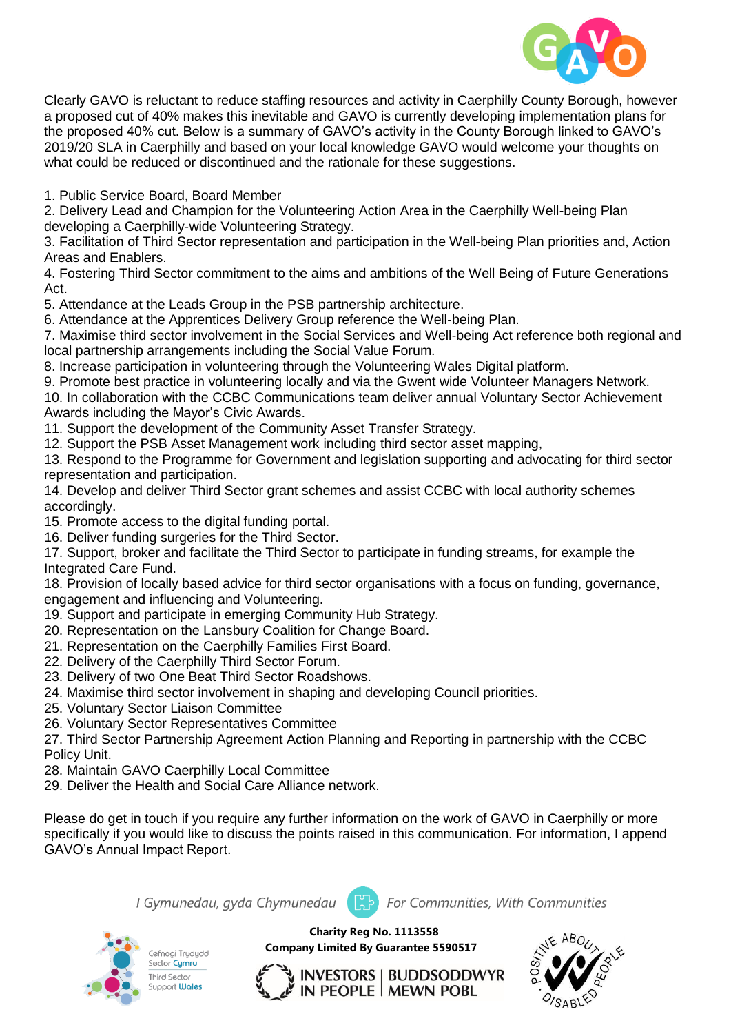Clearly GAVO is reluctant to reduce staffing resources and activity in Caerphilly County Borough, however a proposed cut of 40% makes this inevitable and GAVO is currently developing implementation plans for the proposed 40% cut. Below is a summary of GAVO's activity in the County Borough linked to GAVO's 2019/20 SLA in Caerphilly and based on your local knowledge GAVO would welcome your thoughts on what could be reduced or discontinued and the rationale for these suggestions.

1. Public Service Board, Board Member
2. Delivery Lead and Champion for the Volunteering Action Area in the Caerphilly Well-being Plan developing a Caerphilly-wide Volunteering Strategy.
3. Facilitation of Third Sector representation and participation in the Well-being Plan priorities and, Action Areas and Enablers.
4. Fostering Third Sector commitment to the aims and ambitions of the Well Being of Future Generations Act.
5. Attendance at the Leads Group in the PSB partnership architecture.
6. Attendance at the Apprentices Delivery Group reference the Well-being Plan.
7. Maximise third sector involvement in the Social Services and Well-being Act reference both regional and local partnership arrangements including the Social Value Forum.
8. Increase participation in volunteering through the Volunteering Wales Digital platform.
9. Promote best practice in volunteering locally and via the Gwent wide Volunteer Managers Network.
10. In collaboration with the CCBC Communications team deliver annual Voluntary Sector Achievement Awards including the Mayor's Civic Awards.
11. Support the development of the Community Asset Transfer Strategy.
12. Support the PSB Asset Management work including third sector asset mapping,
13. Respond to the Programme for Government and legislation supporting and advocating for third sector representation and participation.
14. Develop and deliver Third Sector grant schemes and assist CCBC with local authority schemes accordingly.
15. Promote access to the digital funding portal.
16. Deliver funding surgeries for the Third Sector.
17. Support, broker and facilitate the Third Sector to participate in funding streams, for example the Integrated Care Fund.
18. Provision of locally based advice for third sector organisations with a focus on funding, governance, engagement and influencing and Volunteering.
19. Support and participate in emerging Community Hub Strategy.
20. Representation on the Lansbury Coalition for Change Board.
21. Representation on the Caerphilly Families First Board.
22. Delivery of the Caerphilly Third Sector Forum.
23. Delivery of two One Beat Third Sector Roadshows.
24. Maximise third sector involvement in shaping and developing Council priorities.
25. Voluntary Sector Liaison Committee
26. Voluntary Sector Representatives Committee
27. Third Sector Partnership Agreement Action Planning and Reporting in partnership with the CCBC Policy Unit.
28. Maintain GAVO Caerphilly Local Committee
29. Deliver the Health and Social Care Alliance network.

Please do get in touch if you require any further information on the work of GAVO in Caerphilly or more specifically if you would like to discuss the points raised in this communication. For information, I append GAVO's Annual Impact Report.

*I Gymunedau, gyda Chymunedau* *For Communities, With Communities*

**Charity Reg No. 1113558**
**Company Limited By Guarantee 5590517**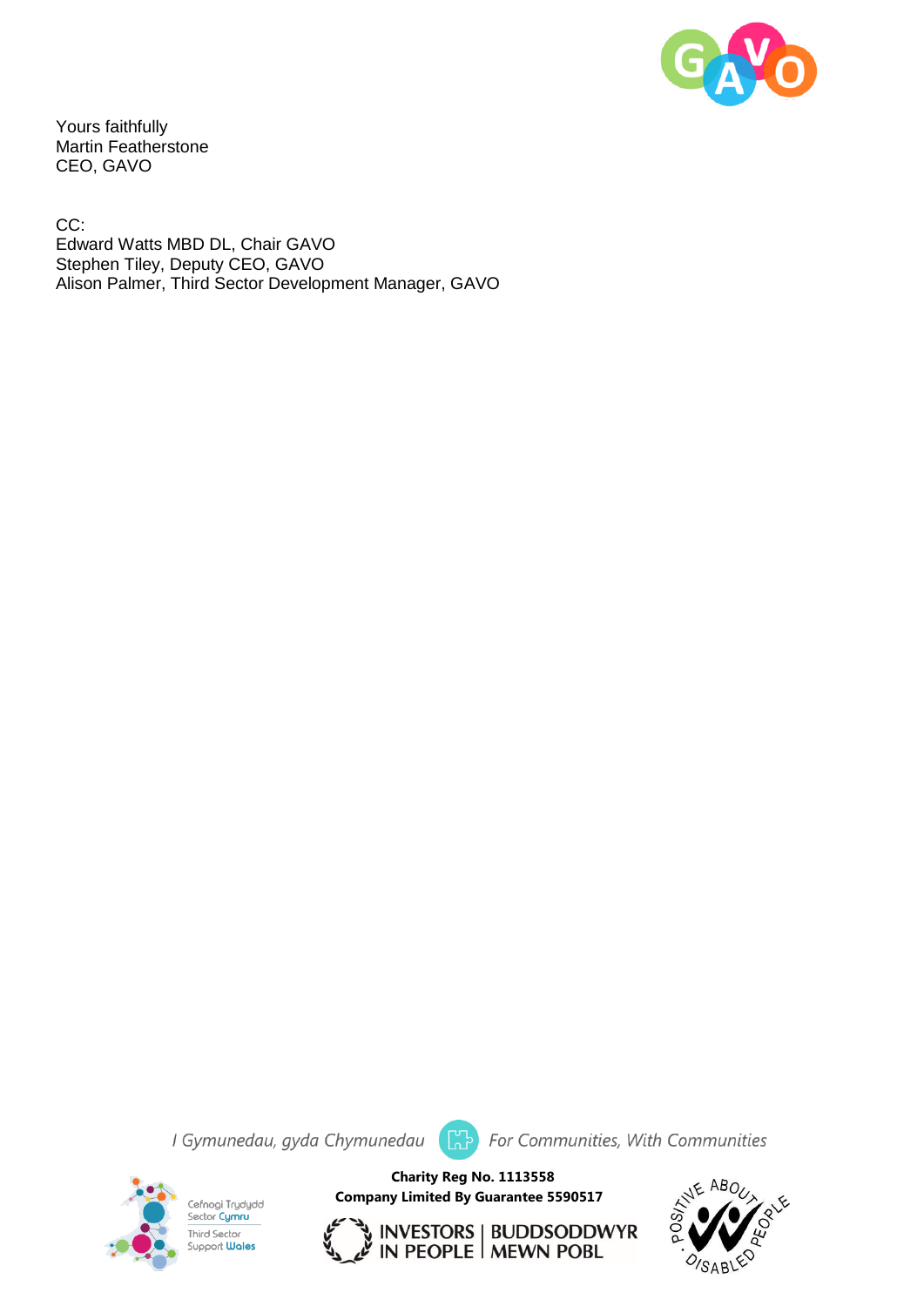Yours faithfully
Martin Featherstone
CEO, GAVO

CC:
Edward Watts MBD DL, Chair GAVO
Stephen Tiley, Deputy CEO, GAVO
Alison Palmer, Third Sector Development Manager, GAVO

*I Gymunedau, gyda Chymunedau* | *For Communities, With Communities*

**Charity Reg No. 1113558**
**Company Limited By Guarantee 5590517**